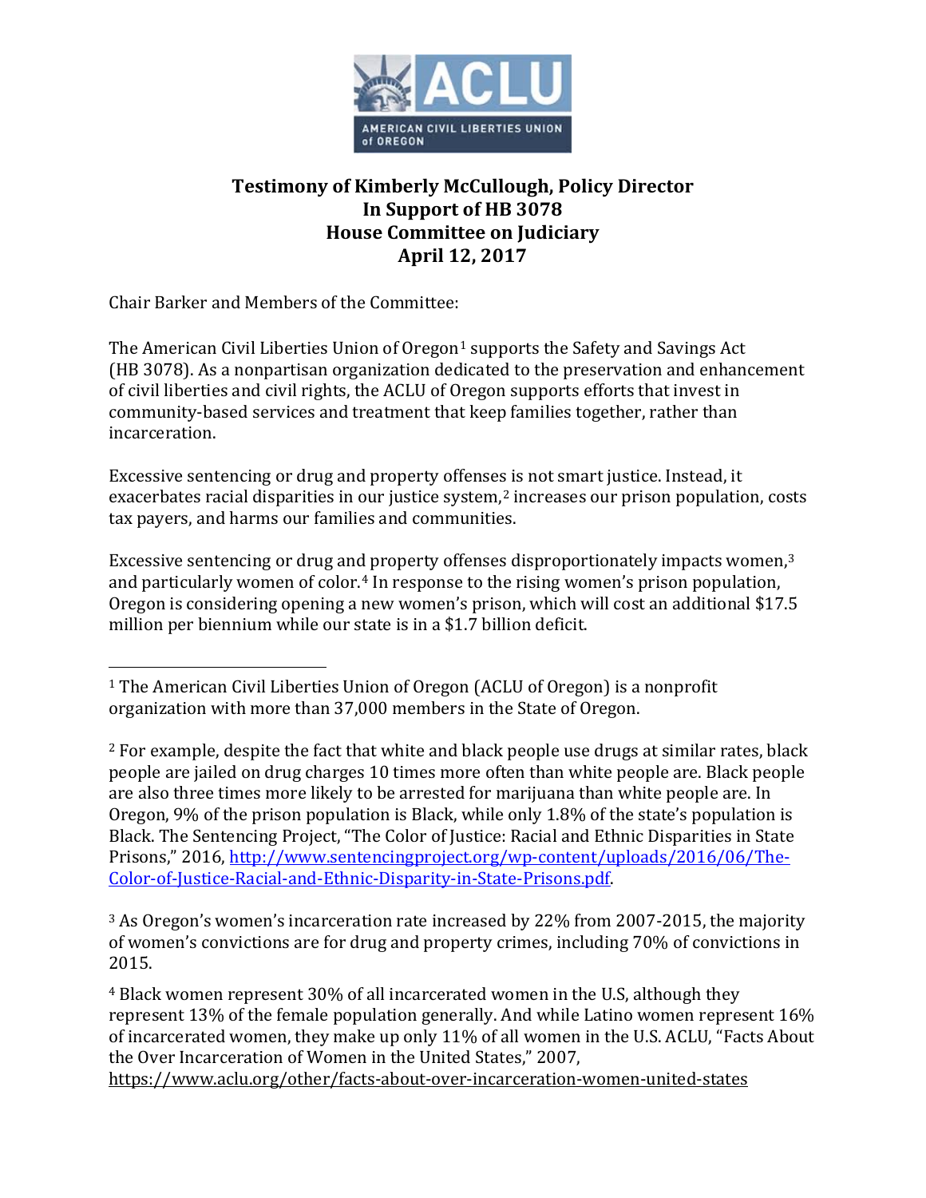**Testimony of Kimberly McCullough, Policy Director**
**In Support of HB 3078**
**House Committee on Judiciary**
**April 12, 2017**

Chair Barker and Members of the Committee:

The American Civil Liberties Union of Oregon[1] supports the Safety and Savings Act (HB 3078). As a nonpartisan organization dedicated to the preservation and enhancement of civil liberties and civil rights, the ACLU of Oregon supports efforts that invest in community-based services and treatment that keep families together, rather than incarceration.

Excessive sentencing or drug and property offenses is not smart justice. Instead, it exacerbates racial disparities in our justice system,[2] increases our prison population, costs tax payers, and harms our families and communities.

Excessive sentencing or drug and property offenses disproportionately impacts women,[3] and particularly women of color.[4] In response to the rising women's prison population, Oregon is considering opening a new women's prison, which will cost an additional $17.5 million per biennium while our state is in a $1.7 billion deficit.

---

[1] The American Civil Liberties Union of Oregon (ACLU of Oregon) is a nonprofit organization with more than 37,000 members in the State of Oregon.

[2] For example, despite the fact that white and black people use drugs at similar rates, black people are jailed on drug charges 10 times more often than white people are. Black people are also three times more likely to be arrested for marijuana than white people are. In Oregon, 9% of the prison population is Black, while only 1.8% of the state's population is Black. The Sentencing Project, "The Color of Justice: Racial and Ethnic Disparities in State Prisons," 2016, http://www.sentencingproject.org/wp-content/uploads/2016/06/The-Color-of-Justice-Racial-and-Ethnic-Disparity-in-State-Prisons.pdf.

[3] As Oregon's women's incarceration rate increased by 22% from 2007-2015, the majority of women's convictions are for drug and property crimes, including 70% of convictions in 2015.

[4] Black women represent 30% of all incarcerated women in the U.S, although they represent 13% of the female population generally. And while Latino women represent 16% of incarcerated women, they make up only 11% of all women in the U.S. ACLU, "Facts About the Over Incarceration of Women in the United States," 2007, https://www.aclu.org/other/facts-about-over-incarceration-women-united-states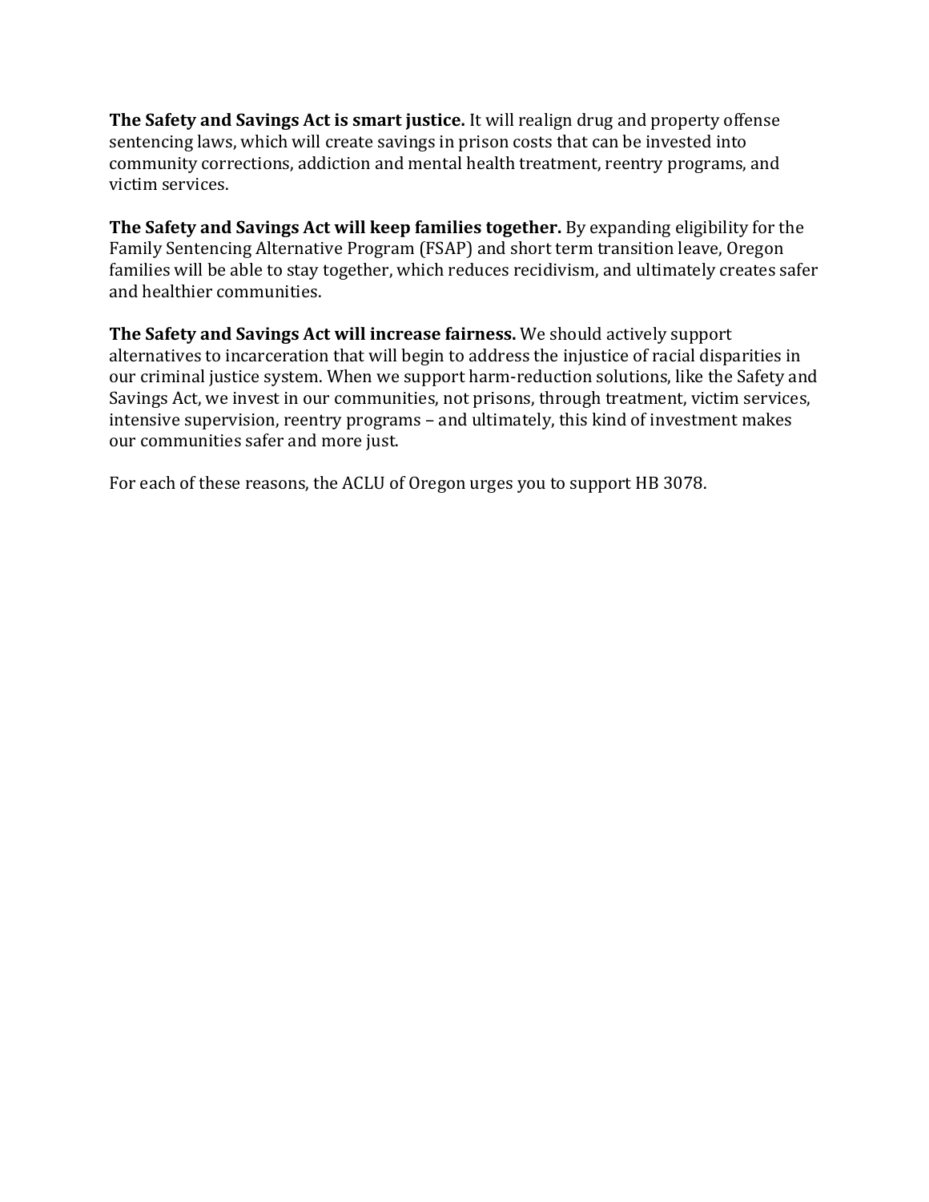**The Safety and Savings Act is smart justice.** It will realign drug and property offense sentencing laws, which will create savings in prison costs that can be invested into community corrections, addiction and mental health treatment, reentry programs, and victim services.

**The Safety and Savings Act will keep families together.** By expanding eligibility for the Family Sentencing Alternative Program (FSAP) and short term transition leave, Oregon families will be able to stay together, which reduces recidivism, and ultimately creates safer and healthier communities.

**The Safety and Savings Act will increase fairness.** We should actively support alternatives to incarceration that will begin to address the injustice of racial disparities in our criminal justice system. When we support harm-reduction solutions, like the Safety and Savings Act, we invest in our communities, not prisons, through treatment, victim services, intensive supervision, reentry programs – and ultimately, this kind of investment makes our communities safer and more just.

For each of these reasons, the ACLU of Oregon urges you to support HB 3078.